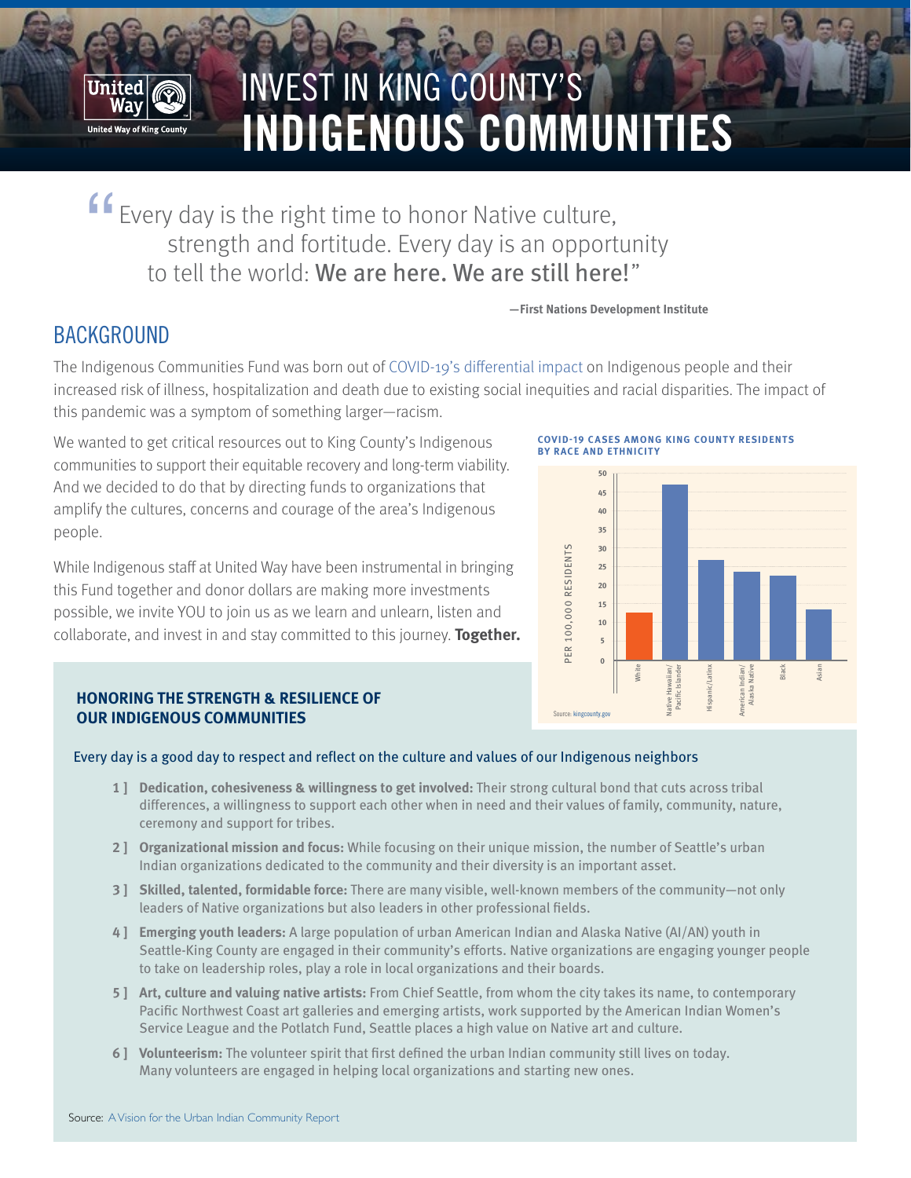United Way of King County

# INVEST IN KING COUNTY'S INDIGENOUS COMMUNITIES

> "Every day is the right time to honor Native culture, strength and fortitude. Every day is an opportunity to tell the world: **We are here. We are still here!**"
>
> **—First Nations Development Institute**

## BACKGROUND

The Indigenous Communities Fund was born out of COVID-19's differential impact on Indigenous people and their increased risk of illness, hospitalization and death due to existing social inequities and racial disparities. The impact of this pandemic was a symptom of something larger—racism.

We wanted to get critical resources out to King County's Indigenous communities to support their equitable recovery and long-term viability. And we decided to do that by directing funds to organizations that amplify the cultures, concerns and courage of the area's Indigenous people.

While Indigenous staff at United Way have been instrumental in bringing this Fund together and donor dollars are making more investments possible, we invite YOU to join us as we learn and unlearn, listen and collaborate, and invest in and stay committed to this journey. **Together.**

**COVID-19 CASES AMONG KING COUNTY RESIDENTS BY RACE AND ETHNICITY**

PER 100,000 RESIDENTS: White, Native Hawaiian/Pacific Islander, Hispanic/Latinx, American Indian/Alaska Native, Black, Asian

Source: kingcounty.gov

### HONORING THE STRENGTH & RESILIENCE OF OUR INDIGENOUS COMMUNITIES

Every day is a good day to respect and reflect on the culture and values of our Indigenous neighbors

1 ] **Dedication, cohesiveness & willingness to get involved:** Their strong cultural bond that cuts across tribal differences, a willingness to support each other when in need and their values of family, community, nature, ceremony and support for tribes.

2 ] **Organizational mission and focus:** While focusing on their unique mission, the number of Seattle's urban Indian organizations dedicated to the community and their diversity is an important asset.

3 ] **Skilled, talented, formidable force:** There are many visible, well-known members of the community—not only leaders of Native organizations but also leaders in other professional fields.

4 ] **Emerging youth leaders:** A large population of urban American Indian and Alaska Native (AI/AN) youth in Seattle-King County are engaged in their community's efforts. Native organizations are engaging younger people to take on leadership roles, play a role in local organizations and their boards.

5 ] **Art, culture and valuing native artists:** From Chief Seattle, from whom the city takes its name, to contemporary Pacific Northwest Coast art galleries and emerging artists, work supported by the American Indian Women's Service League and the Potlatch Fund, Seattle places a high value on Native art and culture.

6 ] **Volunteerism:** The volunteer spirit that first defined the urban Indian community still lives on today. Many volunteers are engaged in helping local organizations and starting new ones.

Source: A Vision for the Urban Indian Community Report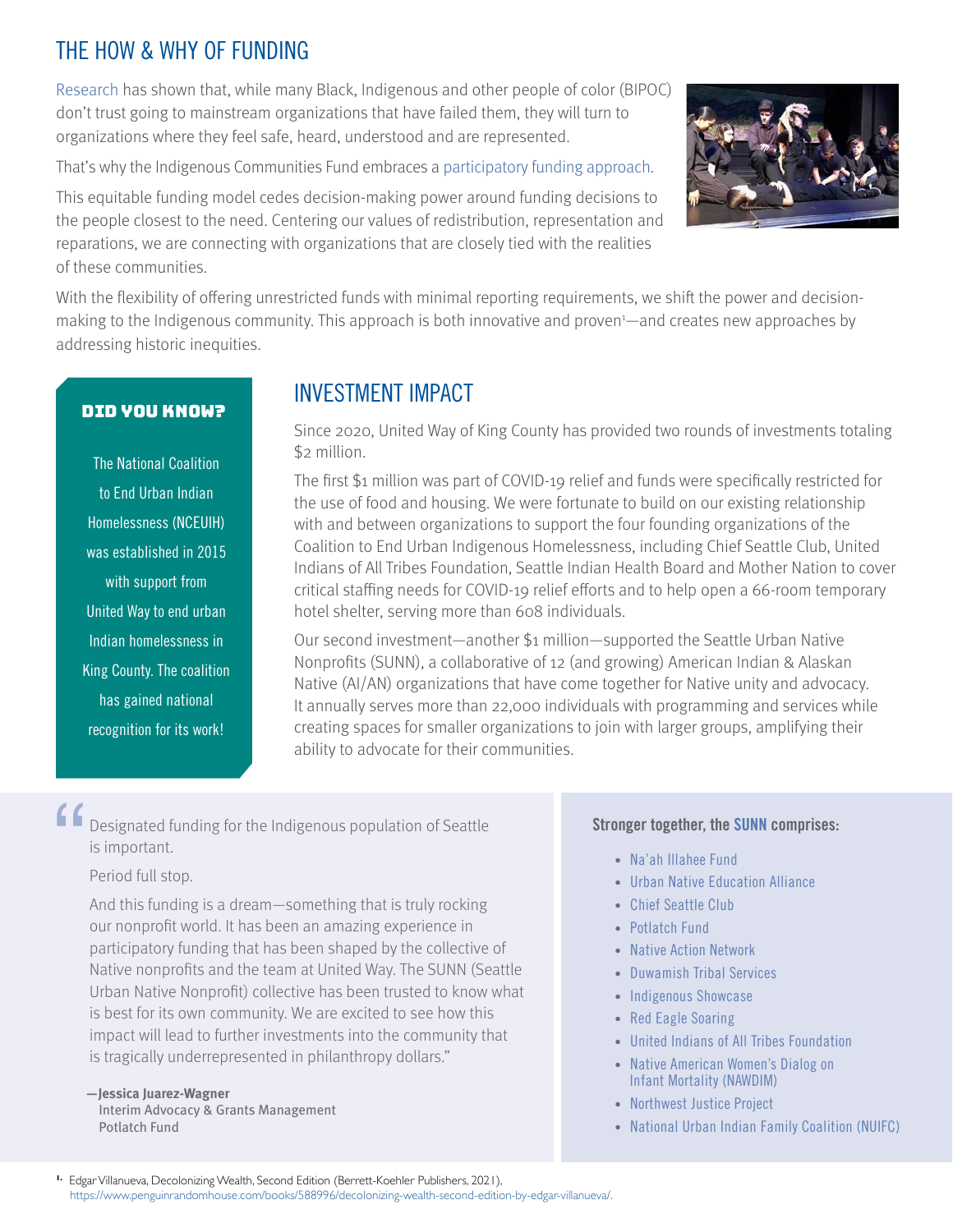## THE HOW & WHY OF FUNDING

Research has shown that, while many Black, Indigenous and other people of color (BIPOC) don't trust going to mainstream organizations that have failed them, they will turn to organizations where they feel safe, heard, understood and are represented.

That's why the Indigenous Communities Fund embraces a participatory funding approach.

This equitable funding model cedes decision-making power around funding decisions to the people closest to the need. Centering our values of redistribution, representation and reparations, we are connecting with organizations that are closely tied with the realities of these communities.

With the flexibility of offering unrestricted funds with minimal reporting requirements, we shift the power and decision-making to the Indigenous community. This approach is both innovative and proven[1]—and creates new approaches by addressing historic inequities.

**DID YOU KNOW?**

The National Coalition to End Urban Indian Homelessness (NCEUIH) was established in 2015 with support from United Way to end urban Indian homelessness in King County. The coalition has gained national recognition for its work!

## INVESTMENT IMPACT

Since 2020, United Way of King County has provided two rounds of investments totaling $2 million.

The first $1 million was part of COVID-19 relief and funds were specifically restricted for the use of food and housing. We were fortunate to build on our existing relationship with and between organizations to support the four founding organizations of the Coalition to End Urban Indigenous Homelessness, including Chief Seattle Club, United Indians of All Tribes Foundation, Seattle Indian Health Board and Mother Nation to cover critical staffing needs for COVID-19 relief efforts and to help open a 66-room temporary hotel shelter, serving more than 608 individuals.

Our second investment—another $1 million—supported the Seattle Urban Native Nonprofits (SUNN), a collaborative of 12 (and growing) American Indian & Alaskan Native (AI/AN) organizations that have come together for Native unity and advocacy. It annually serves more than 22,000 individuals with programming and services while creating spaces for smaller organizations to join with larger groups, amplifying their ability to advocate for their communities.

> "Designated funding for the Indigenous population of Seattle is important.
>
> Period full stop.
>
> And this funding is a dream—something that is truly rocking our nonprofit world. It has been an amazing experience in participatory funding that has been shaped by the collective of Native nonprofits and the team at United Way. The SUNN (Seattle Urban Native Nonprofit) collective has been trusted to know what is best for its own community. We are excited to see how this impact will lead to further investments into the community that is tragically underrepresented in philanthropy dollars."
>
> **—Jessica Juarez-Wagner**
> Interim Advocacy & Grants Management
> Potlatch Fund

**Stronger together, the SUNN comprises:**

- Na'ah Illahee Fund
- Urban Native Education Alliance
- Chief Seattle Club
- Potlatch Fund
- Native Action Network
- Duwamish Tribal Services
- Indigenous Showcase
- Red Eagle Soaring
- United Indians of All Tribes Foundation
- Native American Women's Dialog on Infant Mortality (NAWDIM)
- Northwest Justice Project
- National Urban Indian Family Coalition (NUIFC)

[1] Edgar Villanueva, Decolonizing Wealth, Second Edition (Berrett-Koehler Publishers, 2021), https://www.penguinrandomhouse.com/books/588996/decolonizing-wealth-second-edition-by-edgar-villanueva/.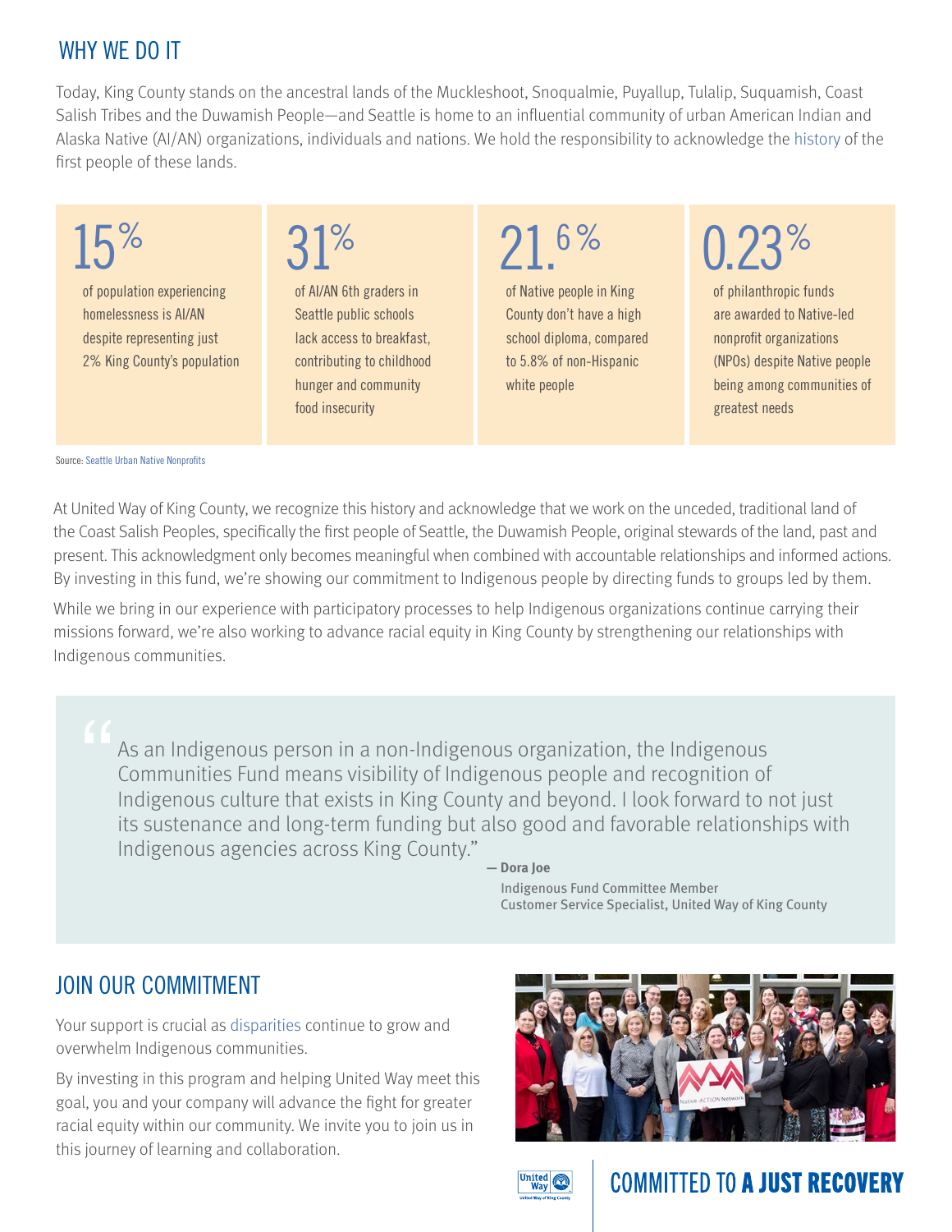## WHY WE DO IT

Today, King County stands on the ancestral lands of the Muckleshoot, Snoqualmie, Puyallup, Tulalip, Suquamish, Coast Salish Tribes and the Duwamish People—and Seattle is home to an influential community of urban American Indian and Alaska Native (AI/AN) organizations, individuals and nations. We hold the responsibility to acknowledge the history of the first people of these lands.

**15%**
of population experiencing homelessness is AI/AN despite representing just 2% King County's population

**31%**
of AI/AN 6th graders in Seattle public schools lack access to breakfast, contributing to childhood hunger and community food insecurity

**21.6%**
of Native people in King County don't have a high school diploma, compared to 5.8% of non-Hispanic white people

**0.23%**
of philanthropic funds are awarded to Native-led nonprofit organizations (NPOs) despite Native people being among communities of greatest needs

Source: Seattle Urban Native Nonprofits

At United Way of King County, we recognize this history and acknowledge that we work on the unceded, traditional land of the Coast Salish Peoples, specifically the first people of Seattle, the Duwamish People, original stewards of the land, past and present. This acknowledgment only becomes meaningful when combined with accountable relationships and informed actions. By investing in this fund, we're showing our commitment to Indigenous people by directing funds to groups led by them.

While we bring in our experience with participatory processes to help Indigenous organizations continue carrying their missions forward, we're also working to advance racial equity in King County by strengthening our relationships with Indigenous communities.

> "As an Indigenous person in a non-Indigenous organization, the Indigenous Communities Fund means visibility of Indigenous people and recognition of Indigenous culture that exists in King County and beyond. I look forward to not just its sustenance and long-term funding but also good and favorable relationships with Indigenous agencies across King County."
>
> **— Dora Joe**
> Indigenous Fund Committee Member
> Customer Service Specialist, United Way of King County

## JOIN OUR COMMITMENT

Your support is crucial as disparities continue to grow and overwhelm Indigenous communities.

By investing in this program and helping United Way meet this goal, you and your company will advance the fight for greater racial equity within our community. We invite you to join us in this journey of learning and collaboration.

United Way of King County

COMMITTED TO **A JUST RECOVERY**